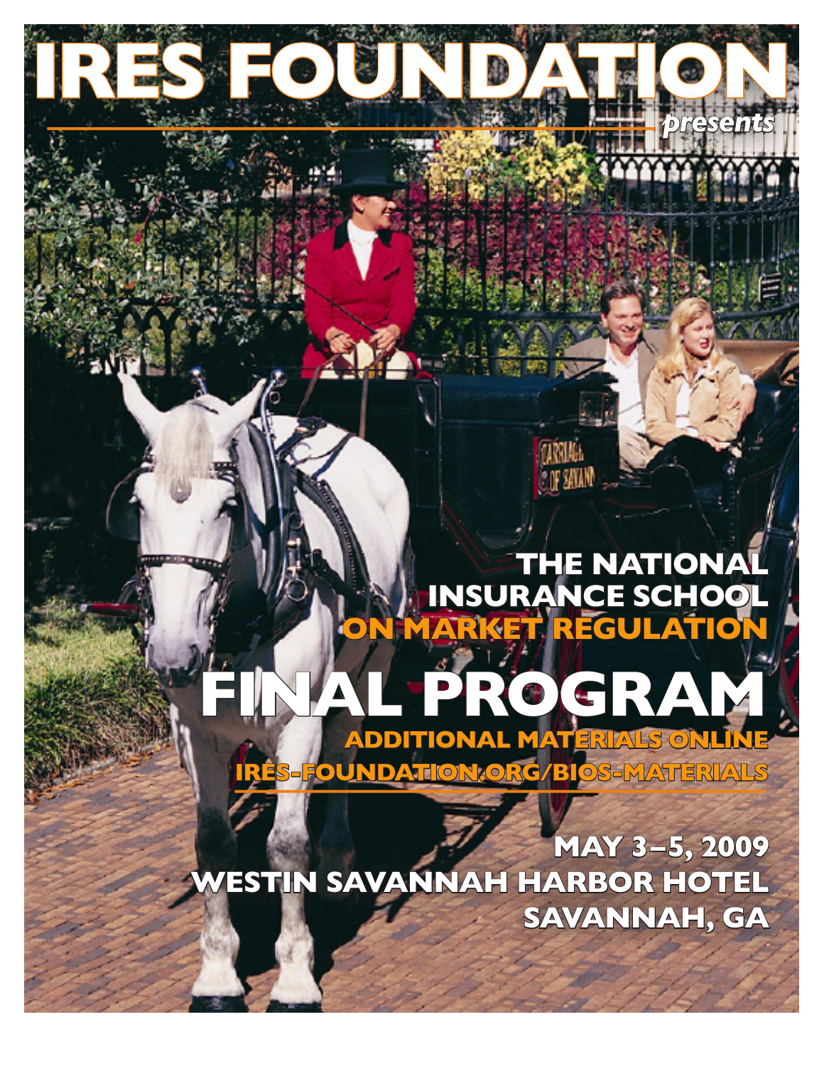# IRES FOUNDATION

*presents*

## THE NATIONAL INSURANCE SCHOOL ON MARKET REGULATION

# FINAL PROGRAM

**ADDITIONAL MATERIALS ONLINE**

**IRES-FOUNDATION.ORG/BIOS-MATERIALS**

**MAY 3–5, 2009**

**WESTIN SAVANNAH HARBOR HOTEL**

**SAVANNAH, GA**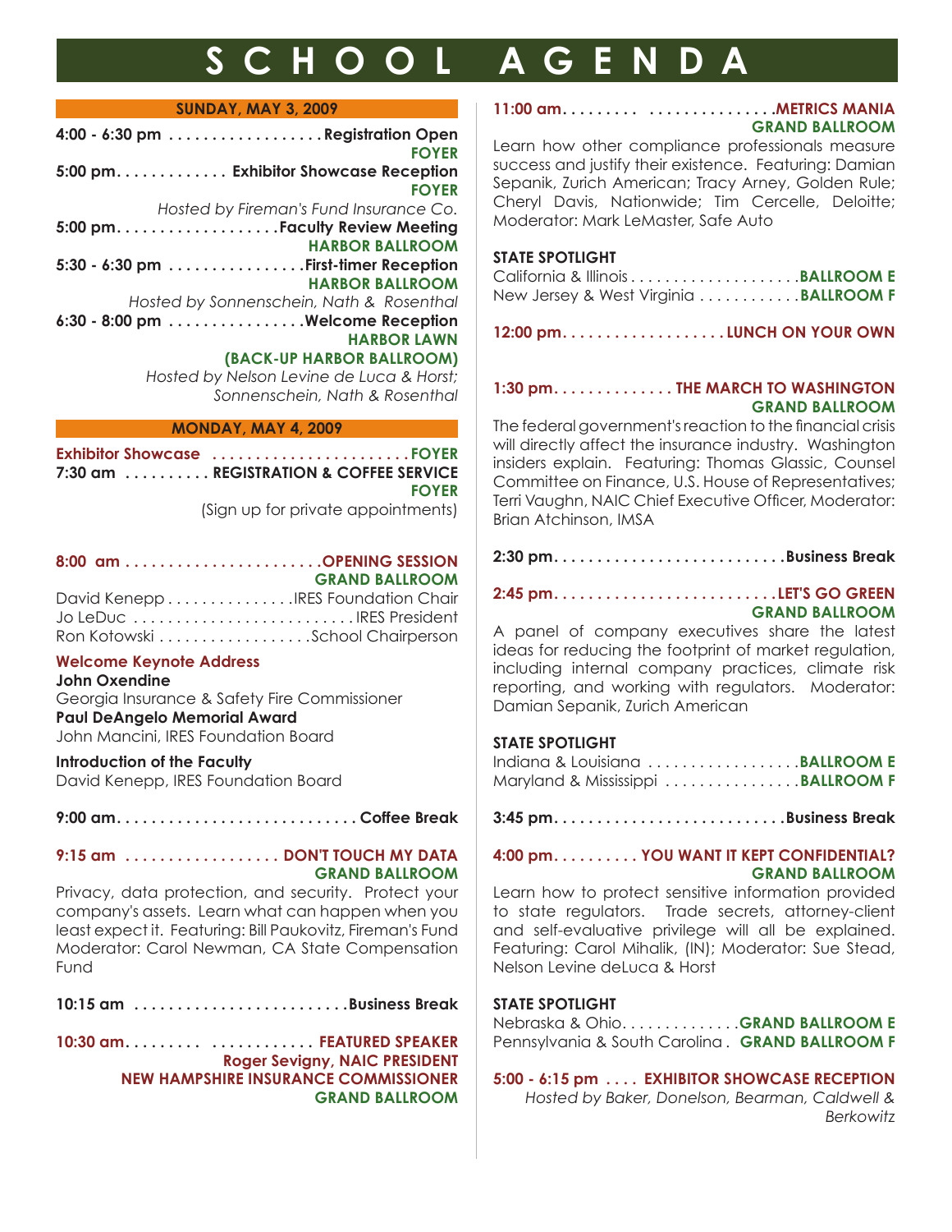# SCHOOL AGENDA

## SUNDAY, MAY 3, 2009

**4:00 - 6:30 pm** . . . . . . . . . . . . . . . . . . **Registration Open**
**FOYER**

**5:00 pm**. . . . . . . . . . . . . **Exhibitor Showcase Reception**
**FOYER**
*Hosted by Fireman's Fund Insurance Co.*

**5:00 pm**. . . . . . . . . . . . . . . . . . . **Faculty Review Meeting**
**HARBOR BALLROOM**

**5:30 - 6:30 pm** . . . . . . . . . . . . . . . . **First-timer Reception**
**HARBOR BALLROOM**
*Hosted by Sonnenschein, Nath & Rosenthal*

**6:30 - 8:00 pm** . . . . . . . . . . . . . . . . **Welcome Reception**
**HARBOR LAWN**
**(BACK-UP HARBOR BALLROOM)**
*Hosted by Nelson Levine de Luca & Horst; Sonnenschein, Nath & Rosenthal*

## MONDAY, MAY 4, 2009

**Exhibitor Showcase** . . . . . . . . . . . . . . . . . . . . . . . **FOYER**

**7:30 am** . . . . . . . . . . **REGISTRATION & COFFEE SERVICE**
**FOYER**
(Sign up for private appointments)

**8:00 am** . . . . . . . . . . . . . . . . . . . . . . . **OPENING SESSION**
**GRAND BALLROOM**

David Kenepp . . . . . . . . . . . . . . . IRES Foundation Chair
Jo LeDuc . . . . . . . . . . . . . . . . . . . . . . . . . . IRES President
Ron Kotowski . . . . . . . . . . . . . . . . . . School Chairperson

**Welcome Keynote Address**
**John Oxendine**
Georgia Insurance & Safety Fire Commissioner

**Paul DeAngelo Memorial Award**
John Mancini, IRES Foundation Board

**Introduction of the Faculty**
David Kenepp, IRES Foundation Board

**9:00 am**. . . . . . . . . . . . . . . . . . . . . . . . . . . . **Coffee Break**

**9:15 am** . . . . . . . . . . . . . . . . . . **DON'T TOUCH MY DATA**
**GRAND BALLROOM**

Privacy, data protection, and security. Protect your company's assets. Learn what can happen when you least expect it. Featuring: Bill Paukovitz, Fireman's Fund Moderator: Carol Newman, CA State Compensation Fund

**10:15 am** . . . . . . . . . . . . . . . . . . . . . . . . . **Business Break**

**10:30 am**. . . . . . . . . . . . . . . . . . . . . **FEATURED SPEAKER**
**Roger Sevigny, NAIC PRESIDENT**
**NEW HAMPSHIRE INSURANCE COMMISSIONER**
**GRAND BALLROOM**

**11:00 am**. . . . . . . . . . . . . . . . . . . . . . . . . **METRICS MANIA**
**GRAND BALLROOM**

Learn how other compliance professionals measure success and justify their existence. Featuring: Damian Sepanik, Zurich American; Tracy Arney, Golden Rule; Cheryl Davis, Nationwide; Tim Cercelle, Deloitte; Moderator: Mark LeMaster, Safe Auto

**STATE SPOTLIGHT**
California & Illinois . . . . . . . . . . . . . . . . . . . . **BALLROOM E**
New Jersey & West Virginia . . . . . . . . . . . . **BALLROOM F**

**12:00 pm**. . . . . . . . . . . . . . . . . . . **LUNCH ON YOUR OWN**

**1:30 pm**. . . . . . . . . . . . . . **THE MARCH TO WASHINGTON**
**GRAND BALLROOM**

The federal government's reaction to the financial crisis will directly affect the insurance industry. Washington insiders explain. Featuring: Thomas Glassic, Counsel Committee on Finance, U.S. House of Representatives; Terri Vaughn, NAIC Chief Executive Officer, Moderator: Brian Atchinson, IMSA

**2:30 pm**. . . . . . . . . . . . . . . . . . . . . . . . . . . **Business Break**

**2:45 pm**. . . . . . . . . . . . . . . . . . . . . . . . . . **LET'S GO GREEN**
**GRAND BALLROOM**

A panel of company executives share the latest ideas for reducing the footprint of market regulation, including internal company practices, climate risk reporting, and working with regulators. Moderator: Damian Sepanik, Zurich American

**STATE SPOTLIGHT**
Indiana & Louisiana . . . . . . . . . . . . . . . . . . **BALLROOM E**
Maryland & Mississippi . . . . . . . . . . . . . . . . **BALLROOM F**

**3:45 pm**. . . . . . . . . . . . . . . . . . . . . . . . . . **Business Break**

**4:00 pm**. . . . . . . . . . **YOU WANT IT KEPT CONFIDENTIAL?**
**GRAND BALLROOM**

Learn how to protect sensitive information provided to state regulators. Trade secrets, attorney-client and self-evaluative privilege will all be explained. Featuring: Carol Mihalik, (IN); Moderator: Sue Stead, Nelson Levine deLuca & Horst

**STATE SPOTLIGHT**
Nebraska & Ohio. . . . . . . . . . . . . . **GRAND BALLROOM E**
Pennsylvania & South Carolina . **GRAND BALLROOM F**

**5:00 - 6:15 pm** . . . . **EXHIBITOR SHOWCASE RECEPTION**
*Hosted by Baker, Donelson, Bearman, Caldwell & Berkowitz*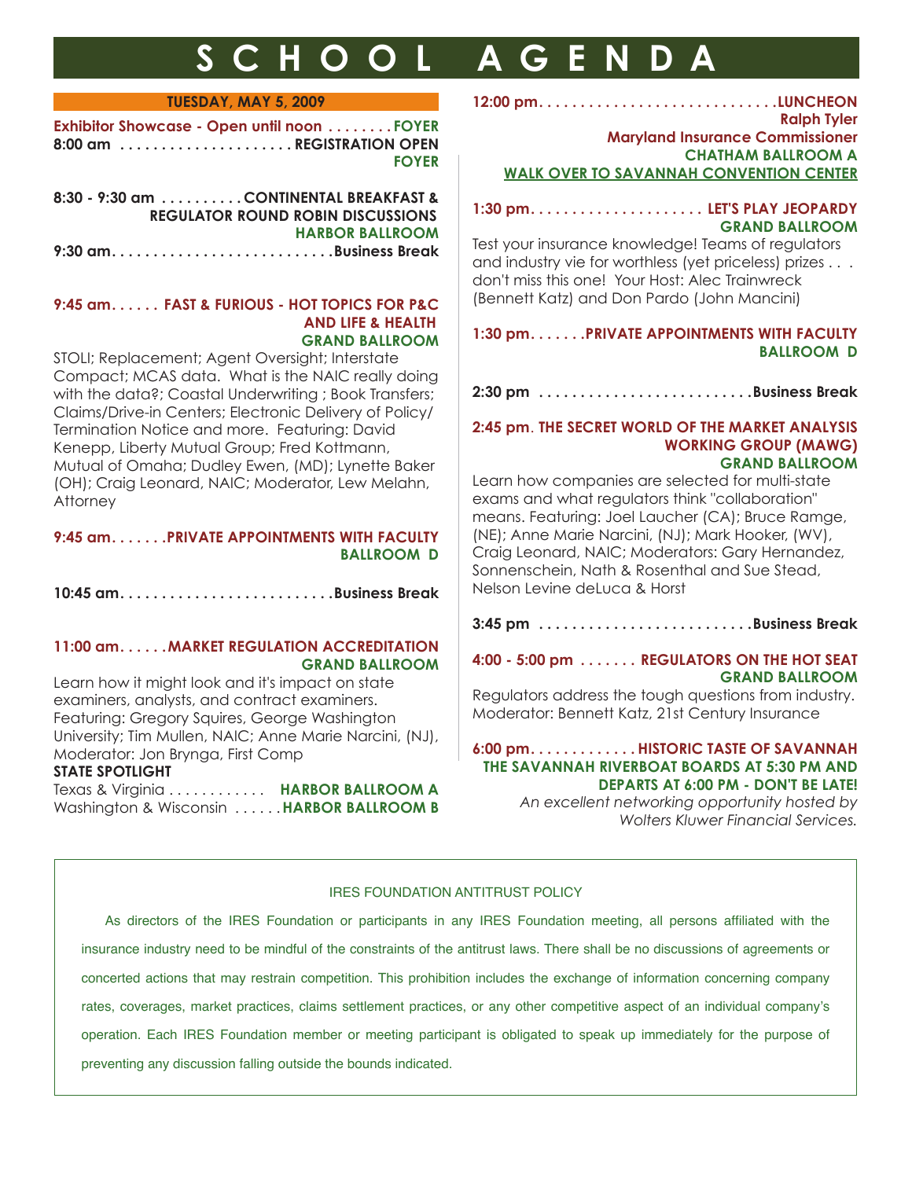# SCHOOL AGENDA

## TUESDAY, MAY 5, 2009

**Exhibitor Showcase - Open until noon . . . . . . . . FOYER**

**8:00 am . . . . . . . . . . . . . . . . . . . . . REGISTRATION OPEN**
**FOYER**

**8:30 - 9:30 am . . . . . . . . . . CONTINENTAL BREAKFAST & REGULATOR ROUND ROBIN DISCUSSIONS**
**HARBOR BALLROOM**

**9:30 am. . . . . . . . . . . . . . . . . . . . . . . . . . Business Break**

**9:45 am. . . . . . FAST & FURIOUS - HOT TOPICS FOR P&C AND LIFE & HEALTH**
**GRAND BALLROOM**

STOLI; Replacement; Agent Oversight; Interstate Compact; MCAS data. What is the NAIC really doing with the data?; Coastal Underwriting ; Book Transfers; Claims/Drive-in Centers; Electronic Delivery of Policy/ Termination Notice and more. Featuring: David Kenepp, Liberty Mutual Group; Fred Kottmann, Mutual of Omaha; Dudley Ewen, (MD); Lynette Baker (OH); Craig Leonard, NAIC; Moderator, Lew Melahn, Attorney

**9:45 am. . . . . . .PRIVATE APPOINTMENTS WITH FACULTY**
**BALLROOM D**

**10:45 am. . . . . . . . . . . . . . . . . . . . . . . . . Business Break**

**11:00 am. . . . . .MARKET REGULATION ACCREDITATION**
**GRAND BALLROOM**

Learn how it might look and it's impact on state examiners, analysts, and contract examiners. Featuring: Gregory Squires, George Washington University; Tim Mullen, NAIC; Anne Marie Narcini, (NJ), Moderator: Jon Brynga, First Comp

**STATE SPOTLIGHT**

Texas & Virginia . . . . . . . . . . . . **HARBOR BALLROOM A**
Washington & Wisconsin . . . . . . **HARBOR BALLROOM B**

**12:00 pm. . . . . . . . . . . . . . . . . . . . . . . . . . . . .LUNCHEON**
**Ralph Tyler**
**Maryland Insurance Commissioner**
**CHATHAM BALLROOM A**
**WALK OVER TO SAVANNAH CONVENTION CENTER**

**1:30 pm. . . . . . . . . . . . . . . . . . . . . LET'S PLAY JEOPARDY**
**GRAND BALLROOM**

Test your insurance knowledge! Teams of regulators and industry vie for worthless (yet priceless) prizes . . . don't miss this one! Your Host: Alec Trainwreck (Bennett Katz) and Don Pardo (John Mancini)

**1:30 pm. . . . . . .PRIVATE APPOINTMENTS WITH FACULTY**
**BALLROOM D**

**2:30 pm . . . . . . . . . . . . . . . . . . . . . . . . . .Business Break**

**2:45 pm. THE SECRET WORLD OF THE MARKET ANALYSIS WORKING GROUP (MAWG)**
**GRAND BALLROOM**

Learn how companies are selected for multi-state exams and what regulators think "collaboration" means. Featuring: Joel Laucher (CA); Bruce Ramge, (NE); Anne Marie Narcini, (NJ); Mark Hooker, (WV), Craig Leonard, NAIC; Moderators: Gary Hernandez, Sonnenschein, Nath & Rosenthal and Sue Stead, Nelson Levine deLuca & Horst

**3:45 pm . . . . . . . . . . . . . . . . . . . . . . . . . .Business Break**

**4:00 - 5:00 pm . . . . . . . REGULATORS ON THE HOT SEAT**
**GRAND BALLROOM**

Regulators address the tough questions from industry. Moderator: Bennett Katz, 21st Century Insurance

**6:00 pm. . . . . . . . . . . . . HISTORIC TASTE OF SAVANNAH**
**THE SAVANNAH RIVERBOAT BOARDS AT 5:30 PM AND DEPARTS AT 6:00 PM - DON'T BE LATE!**

*An excellent networking opportunity hosted by Wolters Kluwer Financial Services.*

---

IRES FOUNDATION ANTITRUST POLICY

As directors of the IRES Foundation or participants in any IRES Foundation meeting, all persons affiliated with the insurance industry need to be mindful of the constraints of the antitrust laws. There shall be no discussions of agreements or concerted actions that may restrain competition. This prohibition includes the exchange of information concerning company rates, coverages, market practices, claims settlement practices, or any other competitive aspect of an individual company's operation. Each IRES Foundation member or meeting participant is obligated to speak up immediately for the purpose of preventing any discussion falling outside the bounds indicated.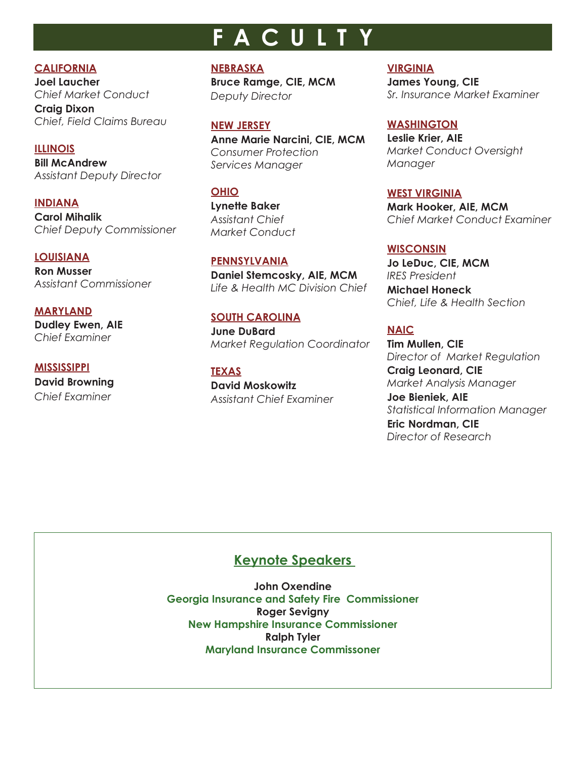# FACULTY

**CALIFORNIA**

**Joel Laucher**
*Chief Market Conduct*

**Craig Dixon**
*Chief, Field Claims Bureau*

**ILLINOIS**

**Bill McAndrew**
*Assistant Deputy Director*

**INDIANA**

**Carol Mihalik**
*Chief Deputy Commissioner*

**LOUISIANA**

**Ron Musser**
*Assistant Commissioner*

**MARYLAND**

**Dudley Ewen, AIE**
*Chief Examiner*

**MISSISSIPPI**

**David Browning**
*Chief Examiner*

**NEBRASKA**

**Bruce Ramge, CIE, MCM**
*Deputy Director*

**NEW JERSEY**

**Anne Marie Narcini, CIE, MCM**
*Consumer Protection Services Manager*

**OHIO**

**Lynette Baker**
*Assistant Chief Market Conduct*

**PENNSYLVANIA**

**Daniel Stemcosky, AIE, MCM**
*Life & Health MC Division Chief*

**SOUTH CAROLINA**

**June DuBard**
*Market Regulation Coordinator*

**TEXAS**

**David Moskowitz**
*Assistant Chief Examiner*

**VIRGINIA**

**James Young, CIE**
*Sr. Insurance Market Examiner*

**WASHINGTON**

**Leslie Krier, AIE**
*Market Conduct Oversight Manager*

**WEST VIRGINIA**

**Mark Hooker, AIE, MCM**
*Chief Market Conduct Examiner*

**WISCONSIN**

**Jo LeDuc, CIE, MCM**
*IRES President*

**Michael Honeck**
*Chief, Life & Health Section*

**NAIC**

**Tim Mullen, CIE**
*Director of Market Regulation*

**Craig Leonard, CIE**
*Market Analysis Manager*

**Joe Bieniek, AIE**
*Statistical Information Manager*

**Eric Nordman, CIE**
*Director of Research*

## Keynote Speakers

**John Oxendine**
**Georgia Insurance and Safety Fire Commissioner**

**Roger Sevigny**
**New Hampshire Insurance Commissioner**

**Ralph Tyler**
**Maryland Insurance Commissoner**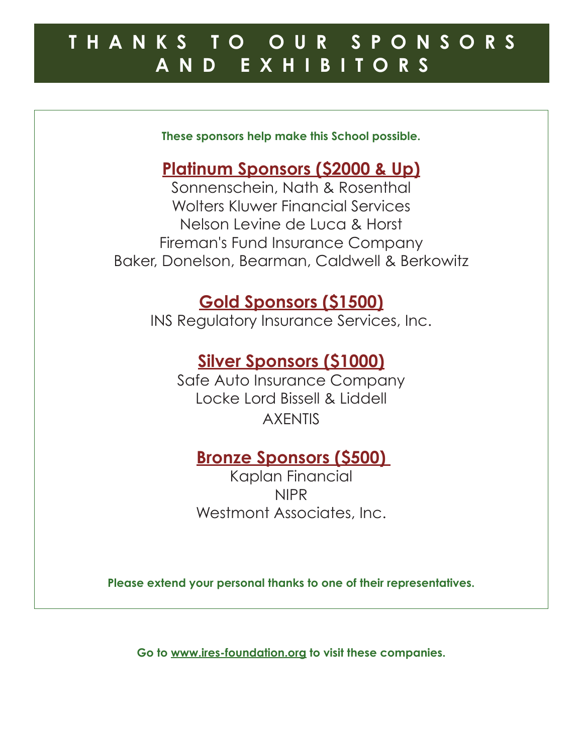# THANKS TO OUR SPONSORS AND EXHIBITORS

**These sponsors help make this School possible.**

## Platinum Sponsors ($2000 & Up)

Sonnenschein, Nath & Rosenthal
Wolters Kluwer Financial Services
Nelson Levine de Luca & Horst
Fireman's Fund Insurance Company
Baker, Donelson, Bearman, Caldwell & Berkowitz

## Gold Sponsors ($1500)

INS Regulatory Insurance Services, Inc.

## Silver Sponsors ($1000)

Safe Auto Insurance Company
Locke Lord Bissell & Liddell
AXENTIS

## Bronze Sponsors ($500)

Kaplan Financial
NIPR
Westmont Associates, Inc.

**Please extend your personal thanks to one of their representatives.**

**Go to www.ires-foundation.org to visit these companies.**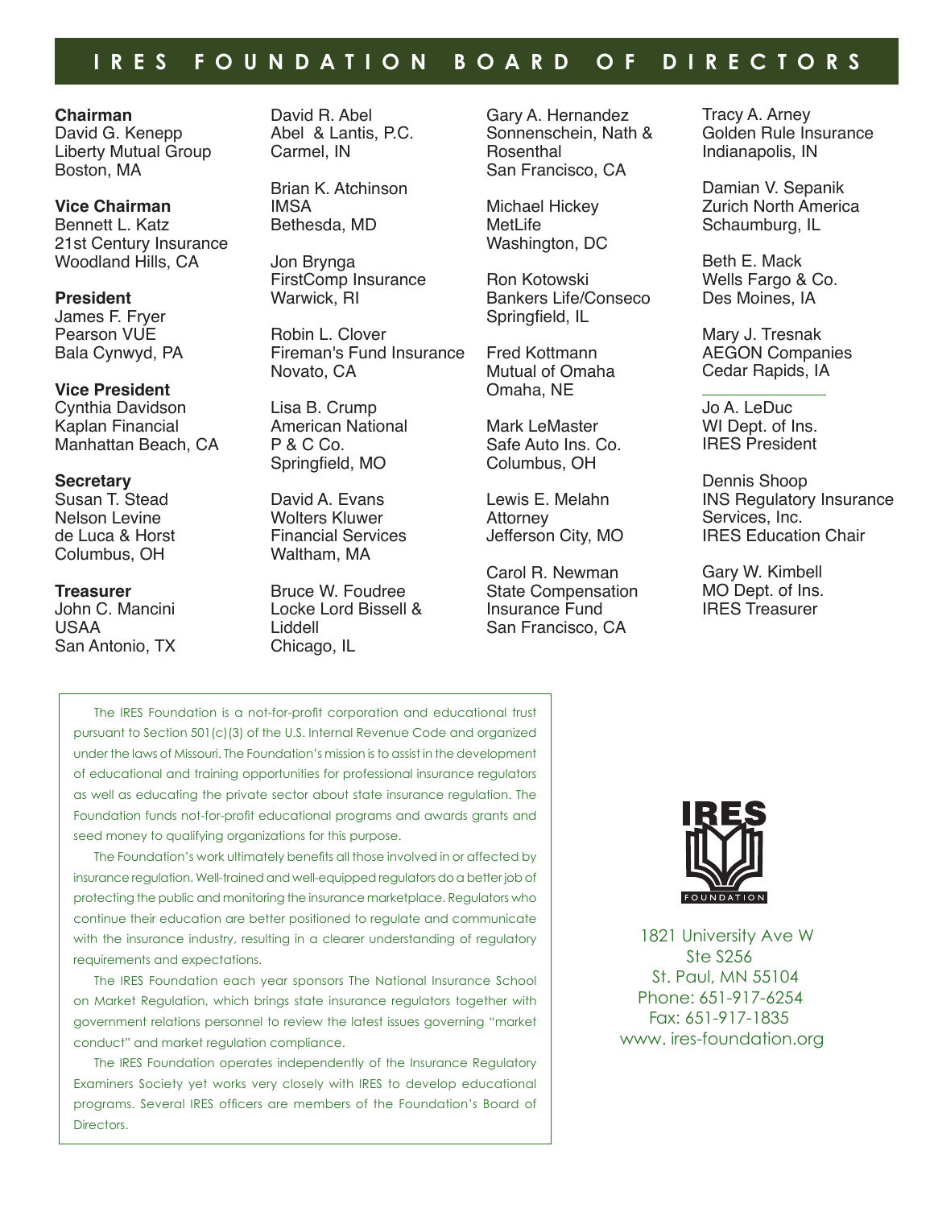# IRES FOUNDATION BOARD OF DIRECTORS

**Chairman**
David G. Kenepp
Liberty Mutual Group
Boston, MA

**Vice Chairman**
Bennett L. Katz
21st Century Insurance
Woodland Hills, CA

**President**
James F. Fryer
Pearson VUE
Bala Cynwyd, PA

**Vice President**
Cynthia Davidson
Kaplan Financial
Manhattan Beach, CA

**Secretary**
Susan T. Stead
Nelson Levine
de Luca & Horst
Columbus, OH

**Treasurer**
John C. Mancini
USAA
San Antonio, TX

David R. Abel
Abel & Lantis, P.C.
Carmel, IN

Brian K. Atchinson
IMSA
Bethesda, MD

Jon Brynga
FirstComp Insurance
Warwick, RI

Robin L. Clover
Fireman's Fund Insurance
Novato, CA

Lisa B. Crump
American National
P & C Co.
Springfield, MO

David A. Evans
Wolters Kluwer
Financial Services
Waltham, MA

Bruce W. Foudree
Locke Lord Bissell &
Liddell
Chicago, IL

Gary A. Hernandez
Sonnenschein, Nath &
Rosenthal
San Francisco, CA

Michael Hickey
MetLife
Washington, DC

Ron Kotowski
Bankers Life/Conseco
Springfield, IL

Fred Kottmann
Mutual of Omaha
Omaha, NE

Mark LeMaster
Safe Auto Ins. Co.
Columbus, OH

Lewis E. Melahn
Attorney
Jefferson City, MO

Carol R. Newman
State Compensation
Insurance Fund
San Francisco, CA

Tracy A. Arney
Golden Rule Insurance
Indianapolis, IN

Damian V. Sepanik
Zurich North America
Schaumburg, IL

Beth E. Mack
Wells Fargo & Co.
Des Moines, IA

Mary J. Tresnak
AEGON Companies
Cedar Rapids, IA

---

Jo A. LeDuc
WI Dept. of Ins.
IRES President

Dennis Shoop
INS Regulatory Insurance
Services, Inc.
IRES Education Chair

Gary W. Kimbell
MO Dept. of Ins.
IRES Treasurer

The IRES Foundation is a not-for-profit corporation and educational trust pursuant to Section 501(c)(3) of the U.S. Internal Revenue Code and organized under the laws of Missouri. The Foundation's mission is to assist in the development of educational and training opportunities for professional insurance regulators as well as educating the private sector about state insurance regulation. The Foundation funds not-for-profit educational programs and awards grants and seed money to qualifying organizations for this purpose.

The Foundation's work ultimately benefits all those involved in or affected by insurance regulation. Well-trained and well-equipped regulators do a better job of protecting the public and monitoring the insurance marketplace. Regulators who continue their education are better positioned to regulate and communicate with the insurance industry, resulting in a clearer understanding of regulatory requirements and expectations.

The IRES Foundation each year sponsors The National Insurance School on Market Regulation, which brings state insurance regulators together with government relations personnel to review the latest issues governing "market conduct" and market regulation compliance.

The IRES Foundation operates independently of the Insurance Regulatory Examiners Society yet works very closely with IRES to develop educational programs. Several IRES officers are members of the Foundation's Board of Directors.

IRES FOUNDATION

1821 University Ave W
Ste S256
St. Paul, MN 55104
Phone: 651-917-6254
Fax: 651-917-1835
www. ires-foundation.org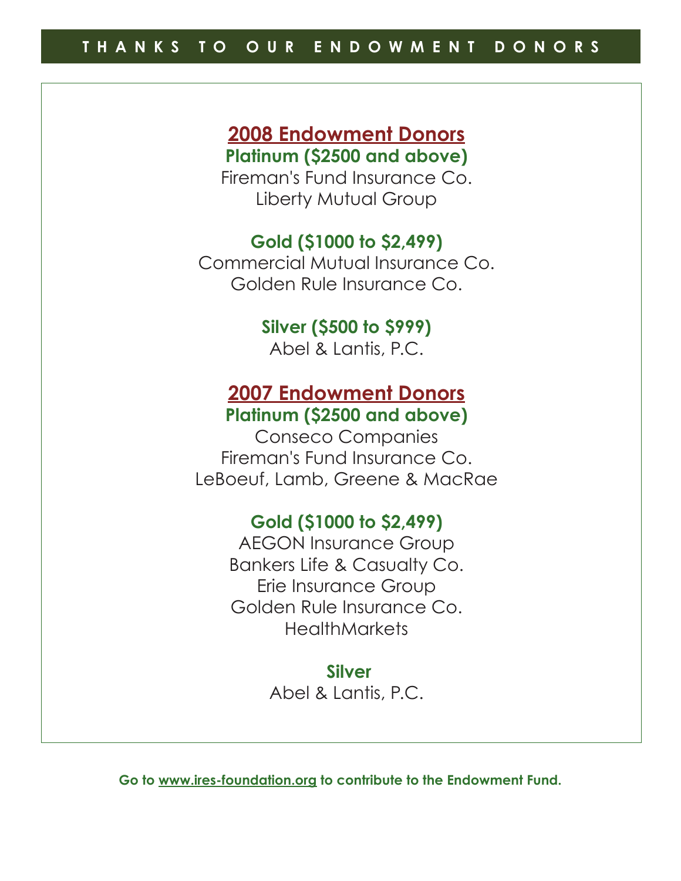# THANKS TO OUR ENDOWMENT DONORS

## 2008 Endowment Donors

### Platinum ($2500 and above)

Fireman's Fund Insurance Co.
Liberty Mutual Group

### Gold ($1000 to $2,499)

Commercial Mutual Insurance Co.
Golden Rule Insurance Co.

### Silver ($500 to $999)

Abel & Lantis, P.C.

## 2007 Endowment Donors

### Platinum ($2500 and above)

Conseco Companies
Fireman's Fund Insurance Co.
LeBoeuf, Lamb, Greene & MacRae

### Gold ($1000 to $2,499)

AEGON Insurance Group
Bankers Life & Casualty Co.
Erie Insurance Group
Golden Rule Insurance Co.
HealthMarkets

### Silver

Abel & Lantis, P.C.

**Go to www.ires-foundation.org to contribute to the Endowment Fund.**